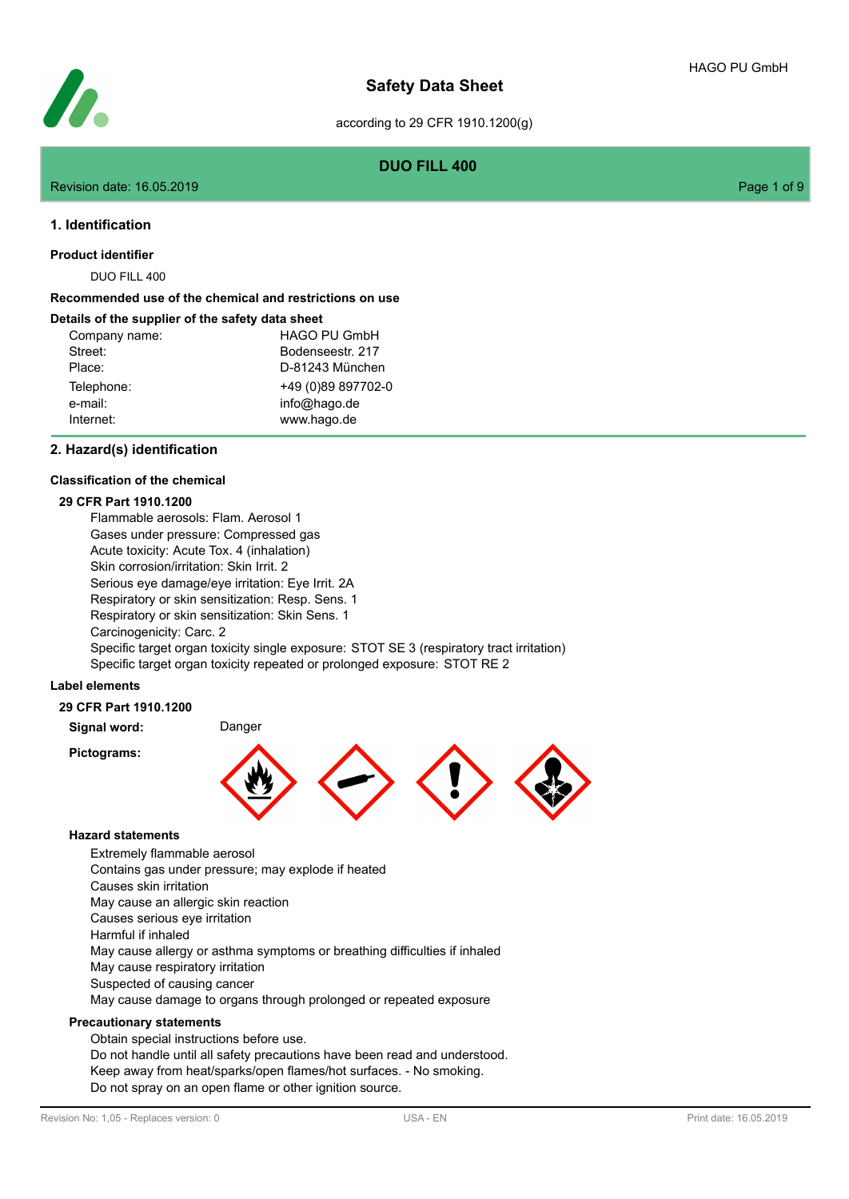# Safety Data Sheet

according to 29 CFR 1910.1200(g)

## DUO FILL 400

Revision date: 16.05.2019

## 1. Identification

### Product identifier

DUO FILL 400

### Recommended use of the chemical and restrictions on use

### Details of the supplier of the safety data sheet

| | |
|---|---|
| Company name: | HAGO PU GmbH |
| Street: | Bodenseestr. 217 |
| Place: | D-81243 München |
| Telephone: | +49 (0)89 897702-0 |
| e-mail: | info@hago.de |
| Internet: | www.hago.de |

## 2. Hazard(s) identification

### Classification of the chemical

**29 CFR Part 1910.1200**

Flammable aerosols: Flam. Aerosol 1
Gases under pressure: Compressed gas
Acute toxicity: Acute Tox. 4 (inhalation)
Skin corrosion/irritation: Skin Irrit. 2
Serious eye damage/eye irritation: Eye Irrit. 2A
Respiratory or skin sensitization: Resp. Sens. 1
Respiratory or skin sensitization: Skin Sens. 1
Carcinogenicity: Carc. 2
Specific target organ toxicity single exposure: STOT SE 3 (respiratory tract irritation)
Specific target organ toxicity repeated or prolonged exposure: STOT RE 2

### Label elements

**29 CFR Part 1910.1200**

**Signal word:** Danger

**Pictograms:**

#### Hazard statements

Extremely flammable aerosol
Contains gas under pressure; may explode if heated
Causes skin irritation
May cause an allergic skin reaction
Causes serious eye irritation
Harmful if inhaled
May cause allergy or asthma symptoms or breathing difficulties if inhaled
May cause respiratory irritation
Suspected of causing cancer
May cause damage to organs through prolonged or repeated exposure

#### Precautionary statements

Obtain special instructions before use.
Do not handle until all safety precautions have been read and understood.
Keep away from heat/sparks/open flames/hot surfaces. - No smoking.
Do not spray on an open flame or other ignition source.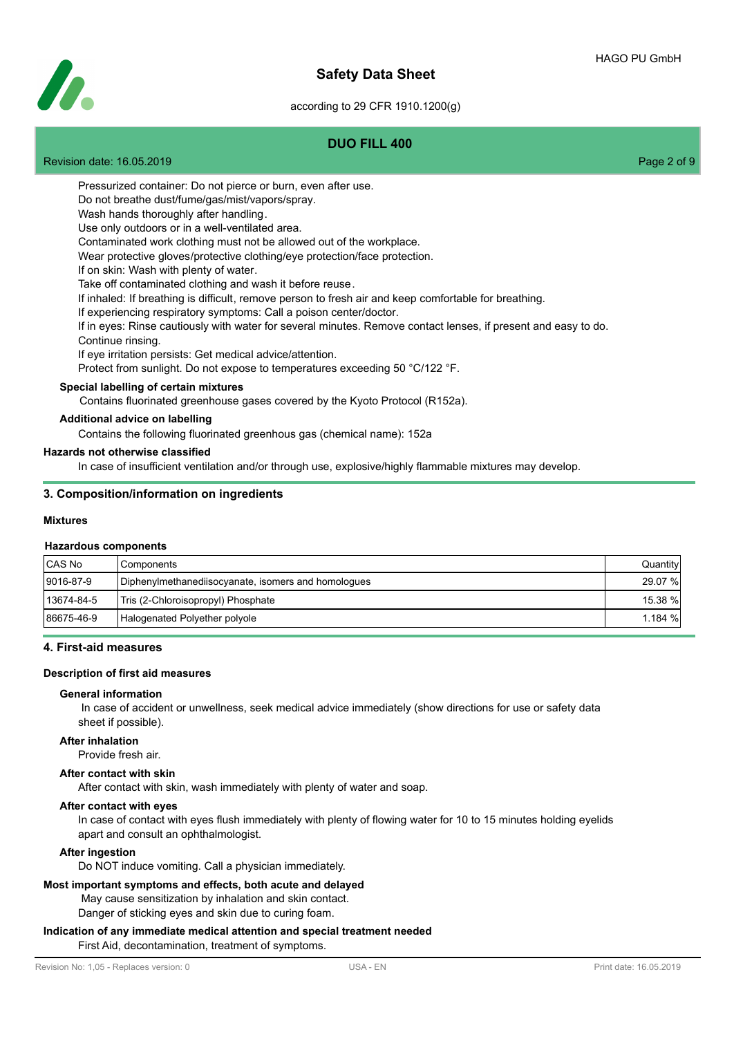Pressurized container: Do not pierce or burn, even after use.
Do not breathe dust/fume/gas/mist/vapors/spray.
Wash hands thoroughly after handling.
Use only outdoors or in a well-ventilated area.
Contaminated work clothing must not be allowed out of the workplace.
Wear protective gloves/protective clothing/eye protection/face protection.
If on skin: Wash with plenty of water.
Take off contaminated clothing and wash it before reuse.
If inhaled: If breathing is difficult, remove person to fresh air and keep comfortable for breathing.
If experiencing respiratory symptoms: Call a poison center/doctor.
If in eyes: Rinse cautiously with water for several minutes. Remove contact lenses, if present and easy to do. Continue rinsing.
If eye irritation persists: Get medical advice/attention.
Protect from sunlight. Do not expose to temperatures exceeding 50 °C/122 °F.

**Special labelling of certain mixtures**

Contains fluorinated greenhouse gases covered by the Kyoto Protocol (R152a).

**Additional advice on labelling**

Contains the following fluorinated greenhous gas (chemical name): 152a

**Hazards not otherwise classified**

In case of insufficient ventilation and/or through use, explosive/highly flammable mixtures may develop.

## 3. Composition/information on ingredients

**Mixtures**

**Hazardous components**

| CAS No | Components | Quantity |
|---|---|---|
| 9016-87-9 | Diphenylmethanediisocyanate, isomers and homologues | 29.07 % |
| 13674-84-5 | Tris (2-Chloroisopropyl) Phosphate | 15.38 % |
| 86675-46-9 | Halogenated Polyether polyole | 1.184 % |

## 4. First-aid measures

**Description of first aid measures**

**General information**

In case of accident or unwellness, seek medical advice immediately (show directions for use or safety data sheet if possible).

**After inhalation**

Provide fresh air.

**After contact with skin**

After contact with skin, wash immediately with plenty of water and soap.

**After contact with eyes**

In case of contact with eyes flush immediately with plenty of flowing water for 10 to 15 minutes holding eyelids apart and consult an ophthalmologist.

**After ingestion**

Do NOT induce vomiting. Call a physician immediately.

**Most important symptoms and effects, both acute and delayed**

May cause sensitization by inhalation and skin contact.
Danger of sticking eyes and skin due to curing foam.

**Indication of any immediate medical attention and special treatment needed**

First Aid, decontamination, treatment of symptoms.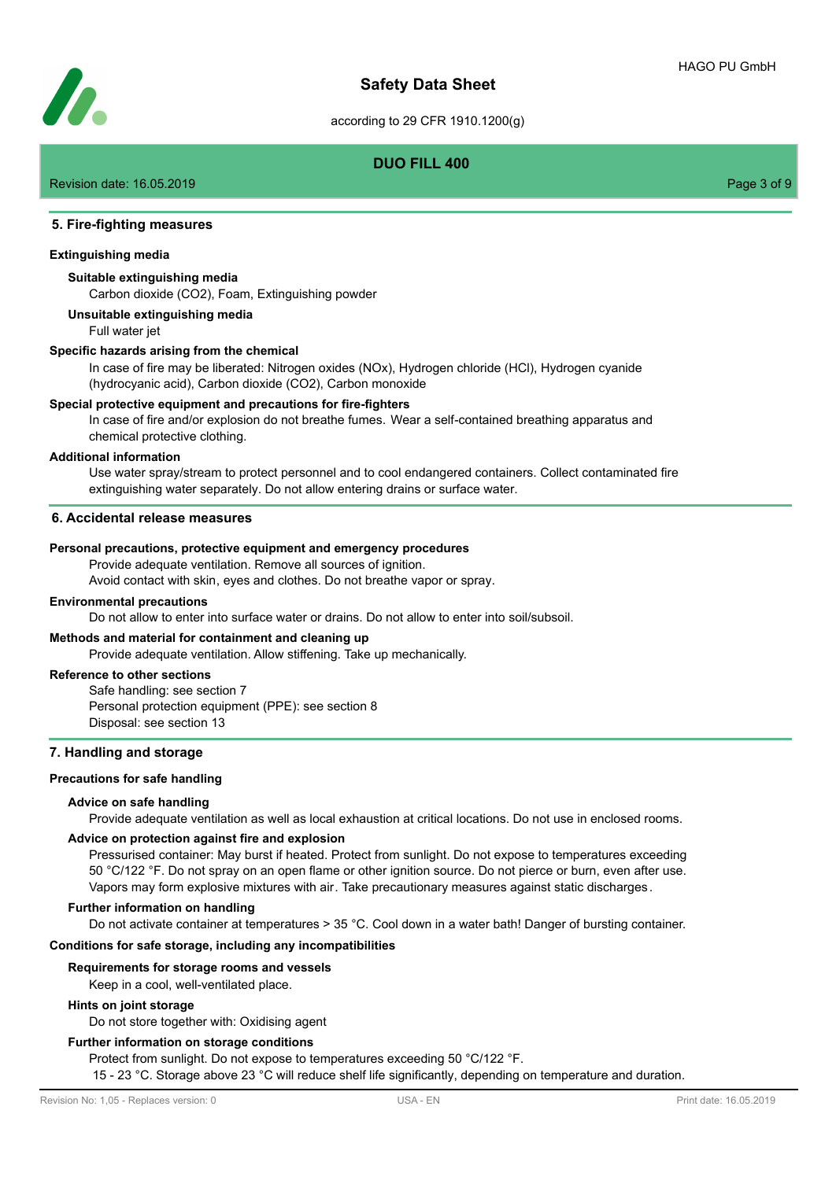## 5. Fire-fighting measures

### Extinguishing media

#### Suitable extinguishing media

Carbon dioxide ($CO_2$), Foam, Extinguishing powder

#### Unsuitable extinguishing media

Full water jet

### Specific hazards arising from the chemical

In case of fire may be liberated: Nitrogen oxides ($NO_x$), Hydrogen chloride (HCl), Hydrogen cyanide (hydrocyanic acid), Carbon dioxide ($CO_2$), Carbon monoxide

### Special protective equipment and precautions for fire-fighters

In case of fire and/or explosion do not breathe fumes. Wear a self-contained breathing apparatus and chemical protective clothing.

### Additional information

Use water spray/stream to protect personnel and to cool endangered containers. Collect contaminated fire extinguishing water separately. Do not allow entering drains or surface water.

## 6. Accidental release measures

### Personal precautions, protective equipment and emergency procedures

Provide adequate ventilation. Remove all sources of ignition.
Avoid contact with skin, eyes and clothes. Do not breathe vapor or spray.

### Environmental precautions

Do not allow to enter into surface water or drains. Do not allow to enter into soil/subsoil.

### Methods and material for containment and cleaning up

Provide adequate ventilation. Allow stiffening. Take up mechanically.

### Reference to other sections

Safe handling: see section 7
Personal protection equipment (PPE): see section 8
Disposal: see section 13

## 7. Handling and storage

### Precautions for safe handling

#### Advice on safe handling

Provide adequate ventilation as well as local exhaustion at critical locations. Do not use in enclosed rooms.

#### Advice on protection against fire and explosion

Pressurised container: May burst if heated. Protect from sunlight. Do not expose to temperatures exceeding 50 °C/122 °F. Do not spray on an open flame or other ignition source. Do not pierce or burn, even after use. Vapors may form explosive mixtures with air. Take precautionary measures against static discharges.

#### Further information on handling

Do not activate container at temperatures > 35 °C. Cool down in a water bath! Danger of bursting container.

### Conditions for safe storage, including any incompatibilities

#### Requirements for storage rooms and vessels

Keep in a cool, well-ventilated place.

#### Hints on joint storage

Do not store together with: Oxidising agent

#### Further information on storage conditions

Protect from sunlight. Do not expose to temperatures exceeding 50 °C/122 °F.
15 - 23 °C. Storage above 23 °C will reduce shelf life significantly, depending on temperature and duration.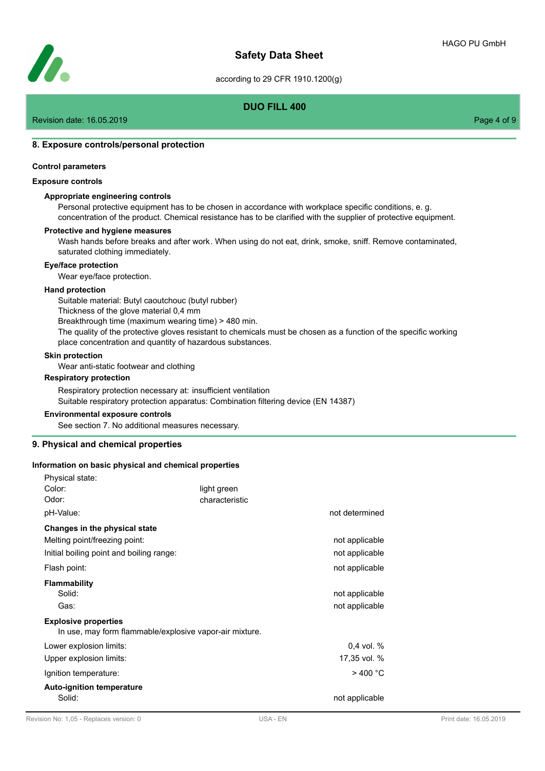## 8. Exposure controls/personal protection

### Control parameters

### Exposure controls

**Appropriate engineering controls**

Personal protective equipment has to be chosen in accordance with workplace specific conditions, e. g. concentration of the product. Chemical resistance has to be clarified with the supplier of protective equipment.

**Protective and hygiene measures**

Wash hands before breaks and after work. When using do not eat, drink, smoke, sniff. Remove contaminated, saturated clothing immediately.

**Eye/face protection**

Wear eye/face protection.

**Hand protection**

Suitable material: Butyl caoutchouc (butyl rubber)
Thickness of the glove material 0,4 mm
Breakthrough time (maximum wearing time) > 480 min.
The quality of the protective gloves resistant to chemicals must be chosen as a function of the specific working place concentration and quantity of hazardous substances.

**Skin protection**

Wear anti-static footwear and clothing

**Respiratory protection**

Respiratory protection necessary at: insufficient ventilation
Suitable respiratory protection apparatus: Combination filtering device (EN 14387)

**Environmental exposure controls**

See section 7. No additional measures necessary.

## 9. Physical and chemical properties

### Information on basic physical and chemical properties

| | | |
|---|---|---|
| Physical state: | | |
| Color: | light green | |
| Odor: | characteristic | |
| pH-Value: | | not determined |
| **Changes in the physical state** | | |
| Melting point/freezing point: | | not applicable |
| Initial boiling point and boiling range: | | not applicable |
| Flash point: | | not applicable |
| **Flammability** | | |
| Solid: | | not applicable |
| Gas: | | not applicable |
| **Explosive properties** | | |
| In use, may form flammable/explosive vapor-air mixture. | | |
| Lower explosion limits: | | 0,4 vol. % |
| Upper explosion limits: | | 17,35 vol. % |
| Ignition temperature: | | > 400 °C |
| **Auto-ignition temperature** | | |
| Solid: | | not applicable |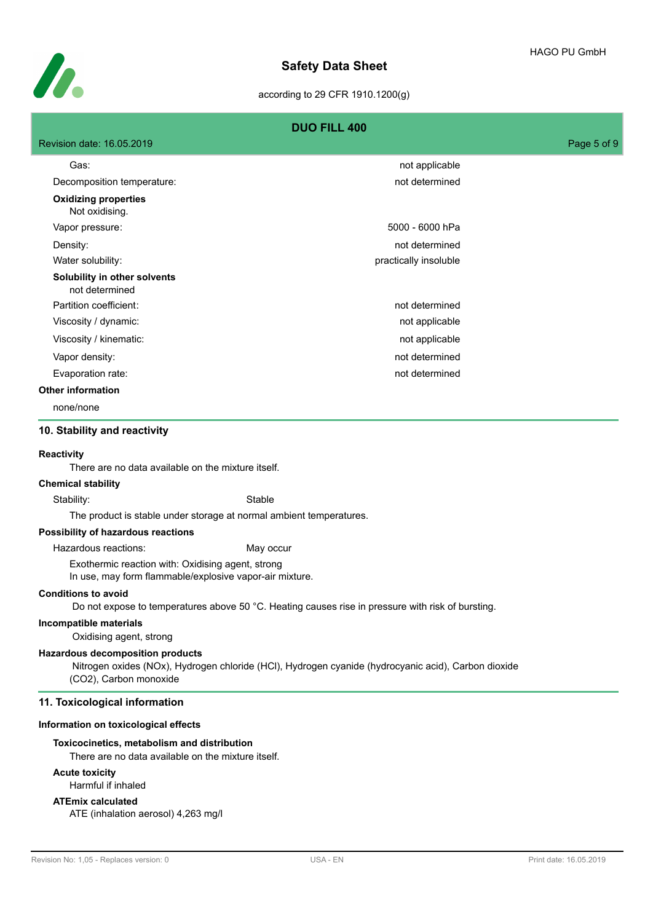| | |
|---|---|
| Gas: | not applicable |
| Decomposition temperature: | not determined |

**Oxidizing properties**

Not oxidising.

| | |
|---|---|
| Vapor pressure: | 5000 - 6000 hPa |
| Density: | not determined |
| Water solubility: | practically insoluble |

**Solubility in other solvents**

not determined

| | |
|---|---|
| Partition coefficient: | not determined |
| Viscosity / dynamic: | not applicable |
| Viscosity / kinematic: | not applicable |
| Vapor density: | not determined |
| Evaporation rate: | not determined |

**Other information**

none/none

## 10. Stability and reactivity

**Reactivity**

There are no data available on the mixture itself.

**Chemical stability**

Stability: Stable

The product is stable under storage at normal ambient temperatures.

**Possibility of hazardous reactions**

Hazardous reactions: May occur

Exothermic reaction with: Oxidising agent, strong
In use, may form flammable/explosive vapor-air mixture.

**Conditions to avoid**

Do not expose to temperatures above 50 °C. Heating causes rise in pressure with risk of bursting.

**Incompatible materials**

Oxidising agent, strong

**Hazardous decomposition products**

Nitrogen oxides (NOx), Hydrogen chloride (HCl), Hydrogen cyanide (hydrocyanic acid), Carbon dioxide ($CO_2$), Carbon monoxide

## 11. Toxicological information

**Information on toxicological effects**

**Toxicocinetics, metabolism and distribution**

There are no data available on the mixture itself.

**Acute toxicity**

Harmful if inhaled

**ATEmix calculated**

ATE (inhalation aerosol) 4,263 mg/l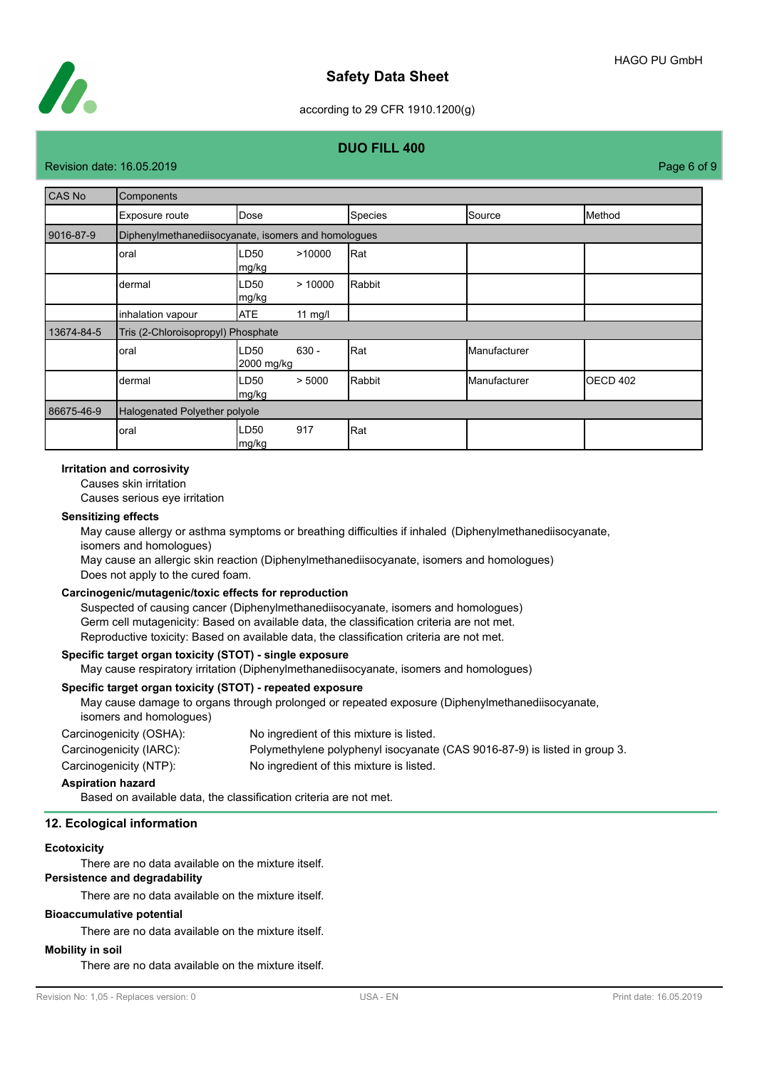| CAS No | Components | | | | |
|---|---|---|---|---|---|
| | Exposure route | Dose | Species | Source | Method |
| 9016-87-9 | Diphenylmethanediisocyanate, isomers and homologues | | | | |
| | oral | LD50 >10000 mg/kg | Rat | | |
| | dermal | LD50 > 10000 mg/kg | Rabbit | | |
| | inhalation vapour | ATE 11 mg/l | | | |
| 13674-84-5 | Tris (2-Chloroisopropyl) Phosphate | | | | |
| | oral | LD50 630 - 2000 mg/kg | Rat | Manufacturer | |
| | dermal | LD50 > 5000 mg/kg | Rabbit | Manufacturer | OECD 402 |
| 86675-46-9 | Halogenated Polyether polyole | | | | |
| | oral | LD50 917 mg/kg | Rat | | |

**Irritation and corrosivity**

Causes skin irritation

Causes serious eye irritation

**Sensitizing effects**

May cause allergy or asthma symptoms or breathing difficulties if inhaled (Diphenylmethanediisocyanate, isomers and homologues)

May cause an allergic skin reaction (Diphenylmethanediisocyanate, isomers and homologues)

Does not apply to the cured foam.

**Carcinogenic/mutagenic/toxic effects for reproduction**

Suspected of causing cancer (Diphenylmethanediisocyanate, isomers and homologues)

Germ cell mutagenicity: Based on available data, the classification criteria are not met.

Reproductive toxicity: Based on available data, the classification criteria are not met.

**Specific target organ toxicity (STOT) - single exposure**

May cause respiratory irritation (Diphenylmethanediisocyanate, isomers and homologues)

**Specific target organ toxicity (STOT) - repeated exposure**

May cause damage to organs through prolonged or repeated exposure (Diphenylmethanediisocyanate, isomers and homologues)

Carcinogenicity (OSHA): No ingredient of this mixture is listed.

Carcinogenicity (IARC): Polymethylene polyphenyl isocyanate (CAS 9016-87-9) is listed in group 3.

Carcinogenicity (NTP): No ingredient of this mixture is listed.

**Aspiration hazard**

Based on available data, the classification criteria are not met.

## 12. Ecological information

**Ecotoxicity**

There are no data available on the mixture itself.

**Persistence and degradability**

There are no data available on the mixture itself.

**Bioaccumulative potential**

There are no data available on the mixture itself.

**Mobility in soil**

There are no data available on the mixture itself.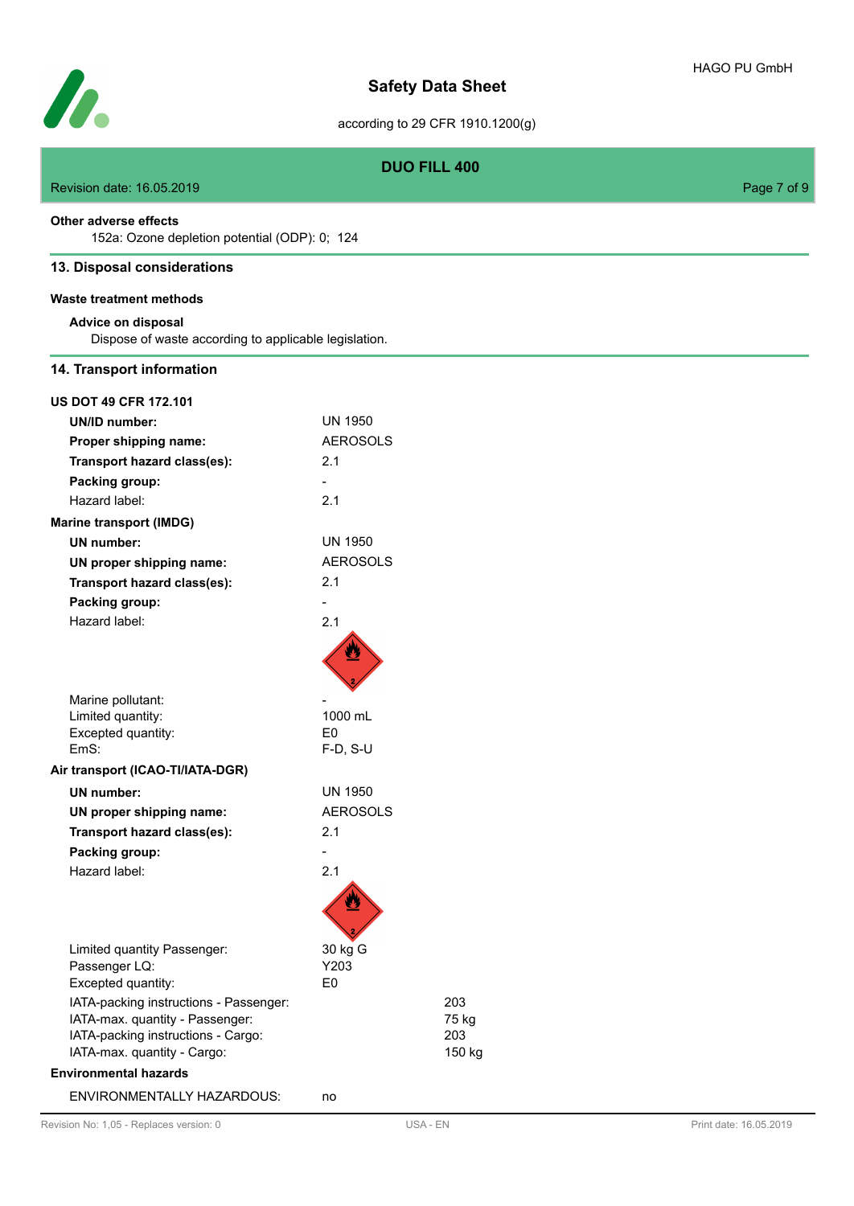**Other adverse effects**

152a: Ozone depletion potential (ODP): 0; 124

## 13. Disposal considerations

### Waste treatment methods

**Advice on disposal**

Dispose of waste according to applicable legislation.

## 14. Transport information

### US DOT 49 CFR 172.101

| | |
|---|---|
| **UN/ID number:** | UN 1950 |
| **Proper shipping name:** | AEROSOLS |
| **Transport hazard class(es):** | 2.1 |
| **Packing group:** | - |
| Hazard label: | 2.1 |

### Marine transport (IMDG)

| | |
|---|---|
| **UN number:** | UN 1950 |
| **UN proper shipping name:** | AEROSOLS |
| **Transport hazard class(es):** | 2.1 |
| **Packing group:** | - |
| Hazard label: | 2.1 |
| Marine pollutant: | - |
| Limited quantity: | 1000 mL |
| Excepted quantity: | E0 |
| EmS: | F-D, S-U |

### Air transport (ICAO-TI/IATA-DGR)

| | |
|---|---|
| **UN number:** | UN 1950 |
| **UN proper shipping name:** | AEROSOLS |
| **Transport hazard class(es):** | 2.1 |
| **Packing group:** | - |
| Hazard label: | 2.1 |
| Limited quantity Passenger: | 30 kg G |
| Passenger LQ: | Y203 |
| Excepted quantity: | E0 |
| IATA-packing instructions - Passenger: | 203 |
| IATA-max. quantity - Passenger: | 75 kg |
| IATA-packing instructions - Cargo: | 203 |
| IATA-max. quantity - Cargo: | 150 kg |

### Environmental hazards

ENVIRONMENTALLY HAZARDOUS: no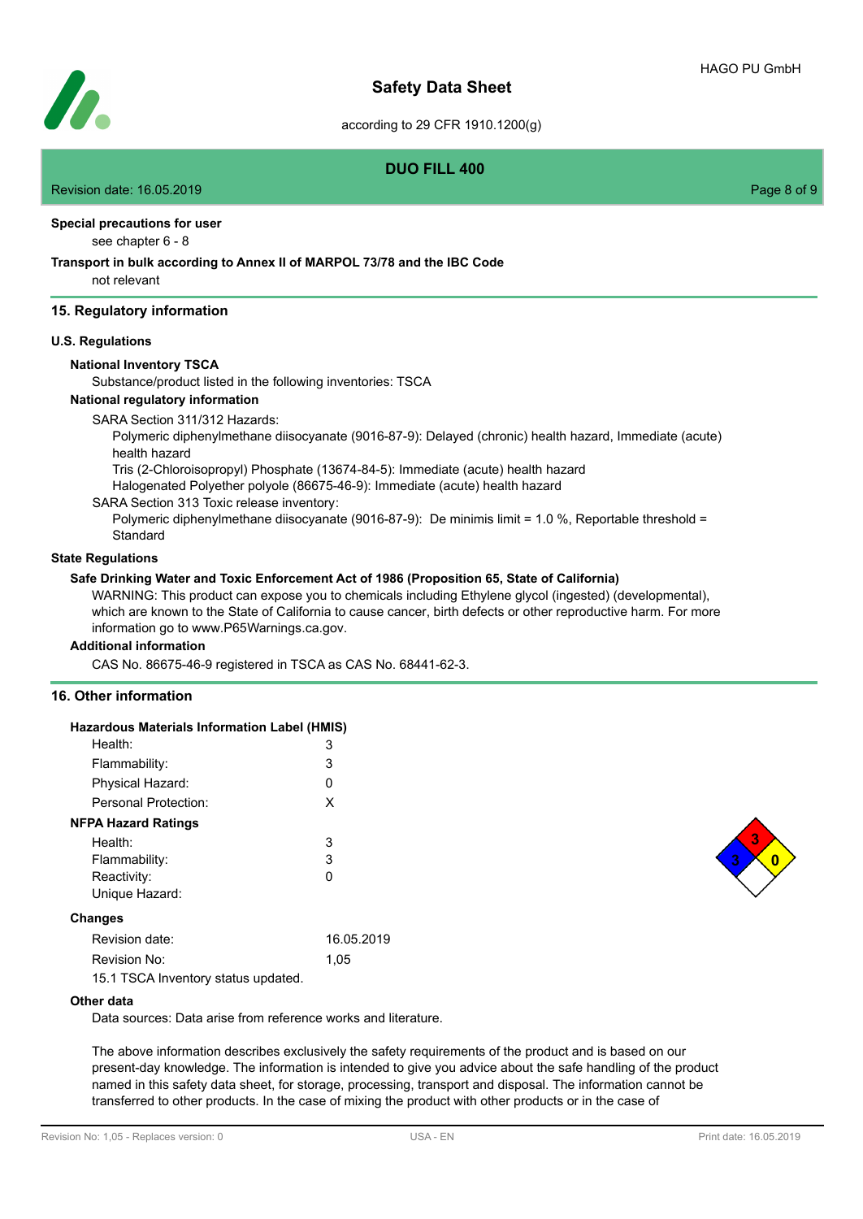**Special precautions for user**

see chapter 6 - 8

**Transport in bulk according to Annex II of MARPOL 73/78 and the IBC Code**

not relevant

## 15. Regulatory information

### U.S. Regulations

**National Inventory TSCA**

Substance/product listed in the following inventories: TSCA

**National regulatory information**

SARA Section 311/312 Hazards:

Polymeric diphenylmethane diisocyanate (9016-87-9): Delayed (chronic) health hazard, Immediate (acute) health hazard

Tris (2-Chloroisopropyl) Phosphate (13674-84-5): Immediate (acute) health hazard

Halogenated Polyether polyole (86675-46-9): Immediate (acute) health hazard

SARA Section 313 Toxic release inventory:

Polymeric diphenylmethane diisocyanate (9016-87-9): De minimis limit = 1.0 %, Reportable threshold = Standard

### State Regulations

**Safe Drinking Water and Toxic Enforcement Act of 1986 (Proposition 65, State of California)**

WARNING: This product can expose you to chemicals including Ethylene glycol (ingested) (developmental), which are known to the State of California to cause cancer, birth defects or other reproductive harm. For more information go to www.P65Warnings.ca.gov.

**Additional information**

CAS No. 86675-46-9 registered in TSCA as CAS No. 68441-62-3.

## 16. Other information

**Hazardous Materials Information Label (HMIS)**

| | |
|---|---|
| Health: | 3 |
| Flammability: | 3 |
| Physical Hazard: | 0 |
| Personal Protection: | X |

**NFPA Hazard Ratings**

| | |
|---|---|
| Health: | 3 |
| Flammability: | 3 |
| Reactivity: | 0 |
| Unique Hazard: | |

**Changes**

| | |
|---|---|
| Revision date: | 16.05.2019 |
| Revision No: | 1,05 |

15.1 TSCA Inventory status updated.

**Other data**

Data sources: Data arise from reference works and literature.

The above information describes exclusively the safety requirements of the product and is based on our present-day knowledge. The information is intended to give you advice about the safe handling of the product named in this safety data sheet, for storage, processing, transport and disposal. The information cannot be transferred to other products. In the case of mixing the product with other products or in the case of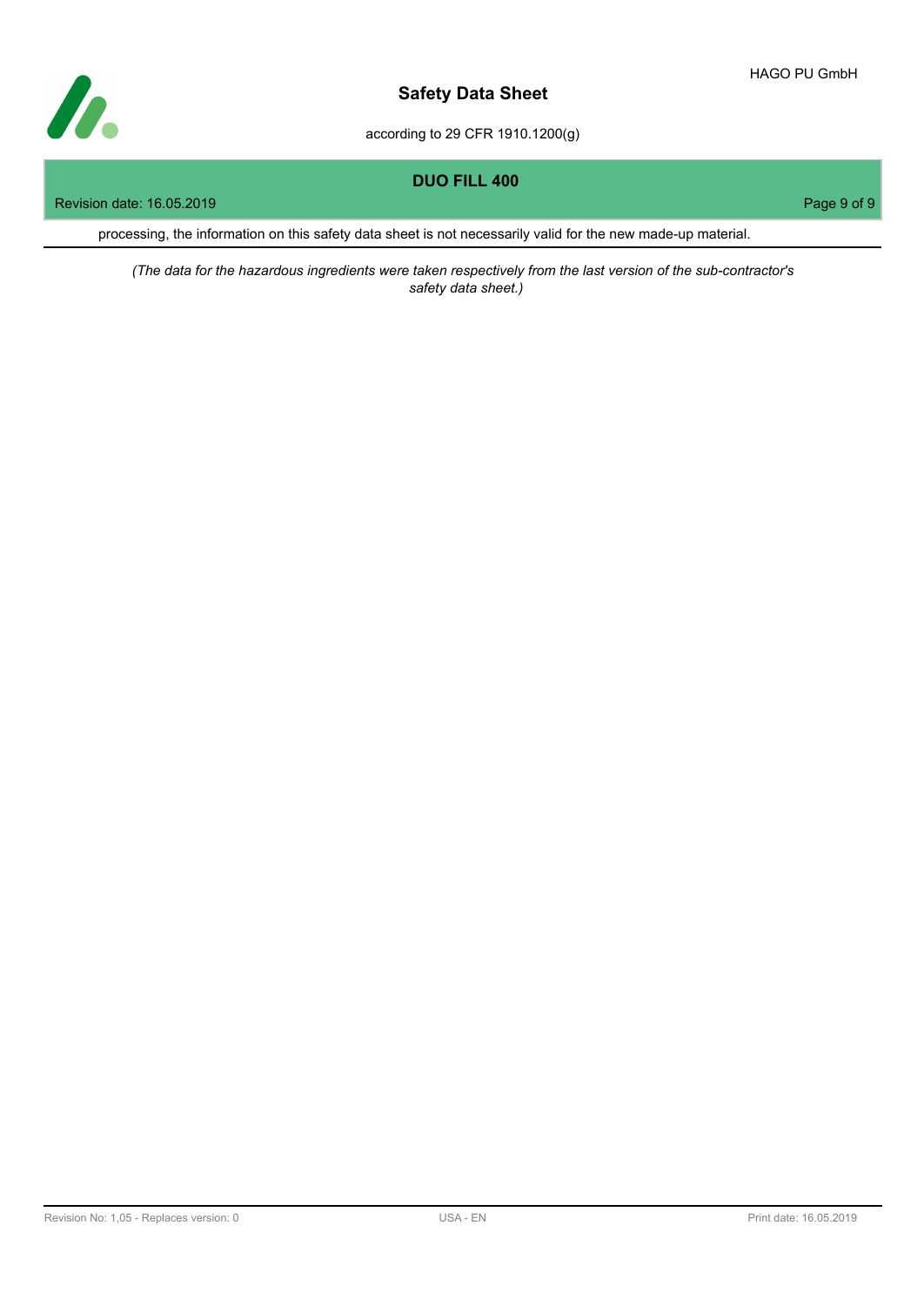processing, the information on this safety data sheet is not necessarily valid for the new made-up material.

*(The data for the hazardous ingredients were taken respectively from the last version of the sub-contractor's safety data sheet.)*